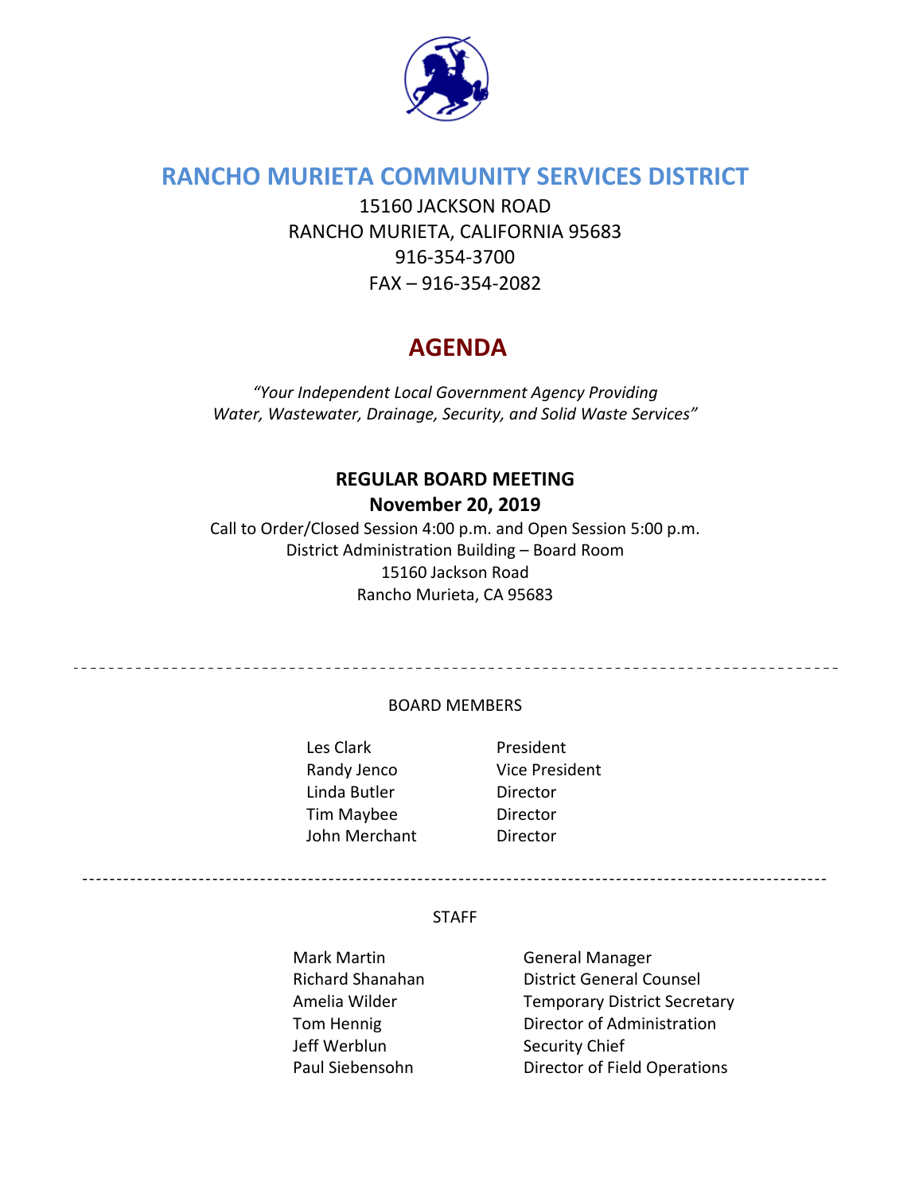# RANCHO MURIETA COMMUNITY SERVICES DISTRICT

15160 JACKSON ROAD
RANCHO MURIETA, CALIFORNIA 95683
916-354-3700
FAX – 916-354-2082

# AGENDA

*"Your Independent Local Government Agency Providing Water, Wastewater, Drainage, Security, and Solid Waste Services"*

**REGULAR BOARD MEETING**

**November 20, 2019**

Call to Order/Closed Session 4:00 p.m. and Open Session 5:00 p.m.
District Administration Building – Board Room
15160 Jackson Road
Rancho Murieta, CA 95683

---

BOARD MEMBERS

| | |
|---|---|
| Les Clark | President |
| Randy Jenco | Vice President |
| Linda Butler | Director |
| Tim Maybee | Director |
| John Merchant | Director |

---

STAFF

| | |
|---|---|
| Mark Martin | General Manager |
| Richard Shanahan | District General Counsel |
| Amelia Wilder | Temporary District Secretary |
| Tom Hennig | Director of Administration |
| Jeff Werblun | Security Chief |
| Paul Siebensohn | Director of Field Operations |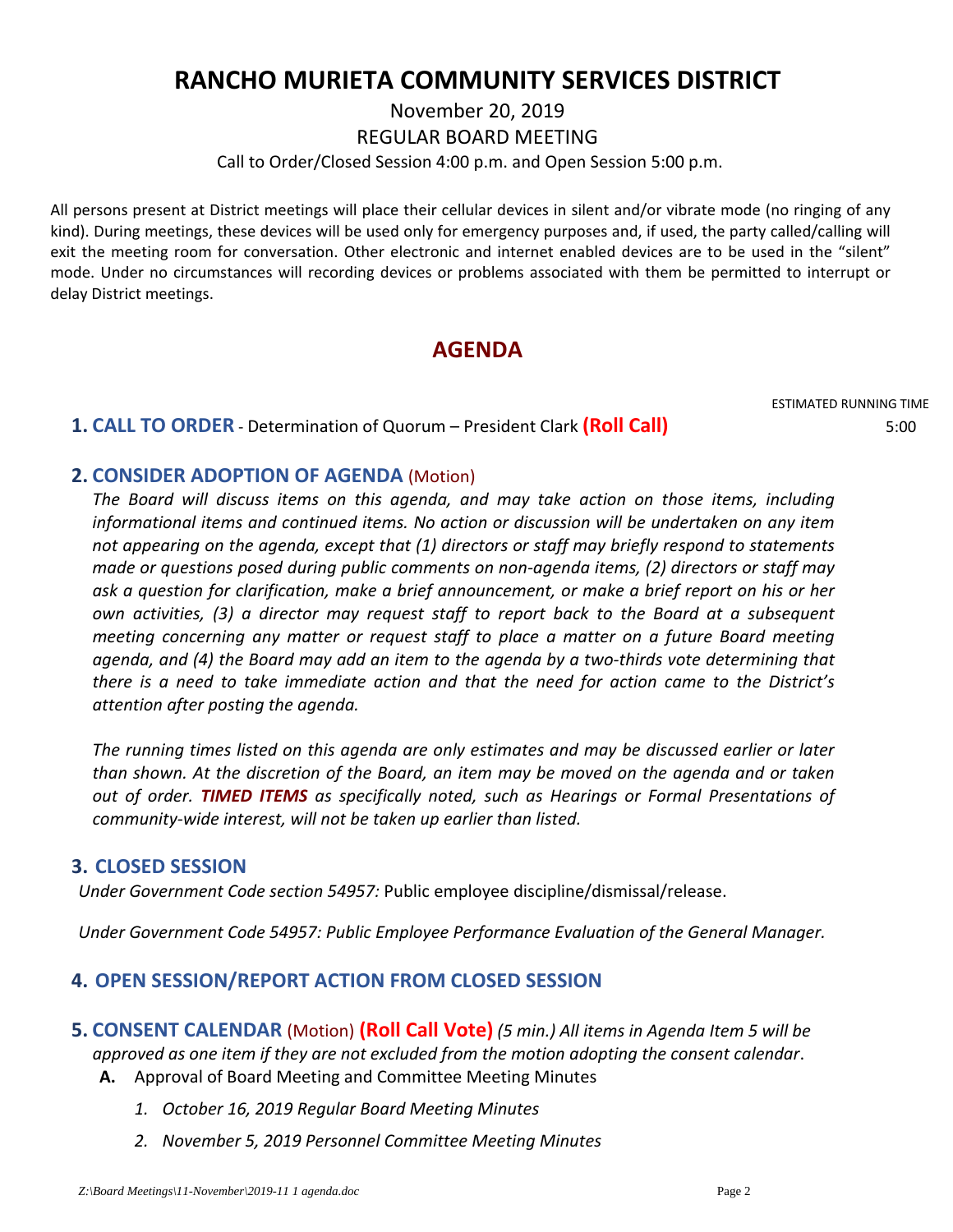# RANCHO MURIETA COMMUNITY SERVICES DISTRICT

November 20, 2019

REGULAR BOARD MEETING

Call to Order/Closed Session 4:00 p.m. and Open Session 5:00 p.m.

All persons present at District meetings will place their cellular devices in silent and/or vibrate mode (no ringing of any kind). During meetings, these devices will be used only for emergency purposes and, if used, the party called/calling will exit the meeting room for conversation. Other electronic and internet enabled devices are to be used in the "silent" mode. Under no circumstances will recording devices or problems associated with them be permitted to interrupt or delay District meetings.

## AGENDA

ESTIMATED RUNNING TIME

**1. CALL TO ORDER** - Determination of Quorum – President Clark **(Roll Call)** 5:00

**2. CONSIDER ADOPTION OF AGENDA** (Motion)

*The Board will discuss items on this agenda, and may take action on those items, including informational items and continued items. No action or discussion will be undertaken on any item not appearing on the agenda, except that (1) directors or staff may briefly respond to statements made or questions posed during public comments on non-agenda items, (2) directors or staff may ask a question for clarification, make a brief announcement, or make a brief report on his or her own activities, (3) a director may request staff to report back to the Board at a subsequent meeting concerning any matter or request staff to place a matter on a future Board meeting agenda, and (4) the Board may add an item to the agenda by a two-thirds vote determining that there is a need to take immediate action and that the need for action came to the District's attention after posting the agenda.*

*The running times listed on this agenda are only estimates and may be discussed earlier or later than shown. At the discretion of the Board, an item may be moved on the agenda and or taken out of order.* ***TIMED ITEMS*** *as specifically noted, such as Hearings or Formal Presentations of community-wide interest, will not be taken up earlier than listed.*

**3. CLOSED SESSION**

*Under Government Code section 54957:* Public employee discipline/dismissal/release.

*Under Government Code 54957: Public Employee Performance Evaluation of the General Manager.*

**4. OPEN SESSION/REPORT ACTION FROM CLOSED SESSION**

**5. CONSENT CALENDAR** (Motion) **(Roll Call Vote)** *(5 min.) All items in Agenda Item 5 will be approved as one item if they are not excluded from the motion adopting the consent calendar*.

**A.** Approval of Board Meeting and Committee Meeting Minutes

1. *October 16, 2019 Regular Board Meeting Minutes*
2. *November 5, 2019 Personnel Committee Meeting Minutes*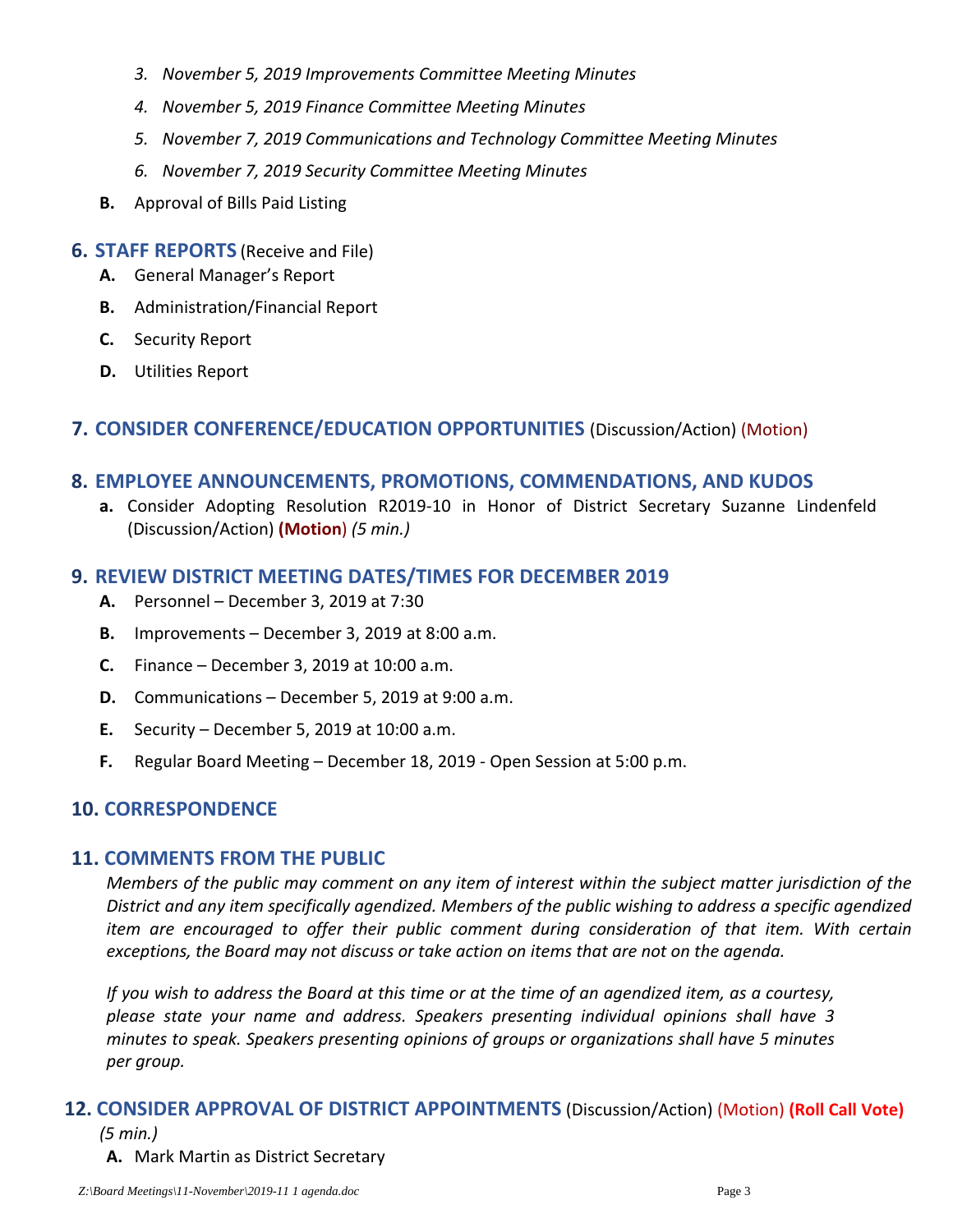3. *November 5, 2019 Improvements Committee Meeting Minutes*
4. *November 5, 2019 Finance Committee Meeting Minutes*
5. *November 7, 2019 Communications and Technology Committee Meeting Minutes*
6. *November 7, 2019 Security Committee Meeting Minutes*

**B.** Approval of Bills Paid Listing

## 6. STAFF REPORTS (Receive and File)

**A.** General Manager's Report

**B.** Administration/Financial Report

**C.** Security Report

**D.** Utilities Report

## 7. CONSIDER CONFERENCE/EDUCATION OPPORTUNITIES (Discussion/Action) (Motion)

## 8. EMPLOYEE ANNOUNCEMENTS, PROMOTIONS, COMMENDATIONS, AND KUDOS

**a.** Consider Adopting Resolution R2019-10 in Honor of District Secretary Suzanne Lindenfeld (Discussion/Action) **(Motion)** *(5 min.)*

## 9. REVIEW DISTRICT MEETING DATES/TIMES FOR DECEMBER 2019

**A.** Personnel – December 3, 2019 at 7:30

**B.** Improvements – December 3, 2019 at 8:00 a.m.

**C.** Finance – December 3, 2019 at 10:00 a.m.

**D.** Communications – December 5, 2019 at 9:00 a.m.

**E.** Security – December 5, 2019 at 10:00 a.m.

**F.** Regular Board Meeting – December 18, 2019 - Open Session at 5:00 p.m.

## 10. CORRESPONDENCE

## 11. COMMENTS FROM THE PUBLIC

*Members of the public may comment on any item of interest within the subject matter jurisdiction of the District and any item specifically agendized. Members of the public wishing to address a specific agendized item are encouraged to offer their public comment during consideration of that item. With certain exceptions, the Board may not discuss or take action on items that are not on the agenda.*

*If you wish to address the Board at this time or at the time of an agendized item, as a courtesy, please state your name and address. Speakers presenting individual opinions shall have 3 minutes to speak. Speakers presenting opinions of groups or organizations shall have 5 minutes per group.*

## 12. CONSIDER APPROVAL OF DISTRICT APPOINTMENTS (Discussion/Action) (Motion) **(Roll Call Vote)** *(5 min.)*

**A.** Mark Martin as District Secretary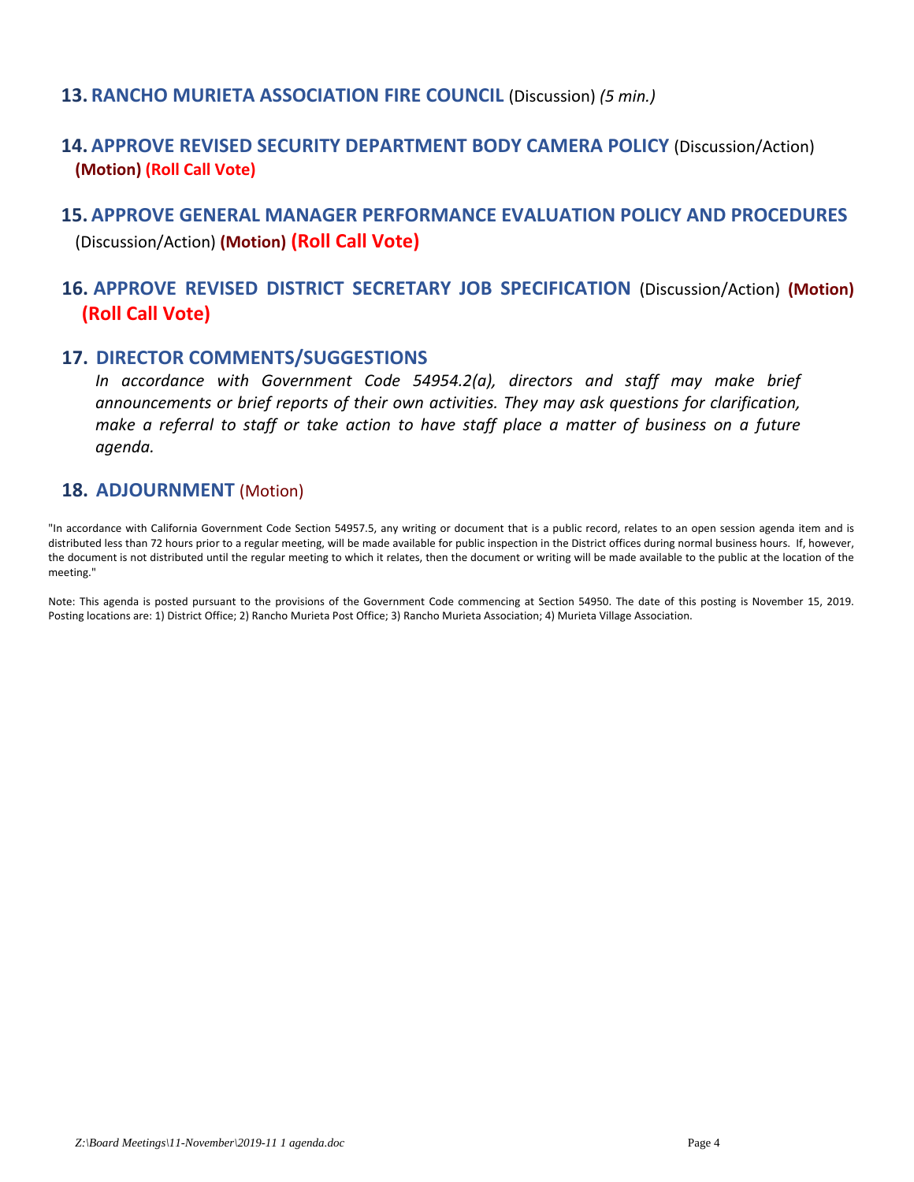## 13. RANCHO MURIETA ASSOCIATION FIRE COUNCIL (Discussion) *(5 min.)*

## 14. APPROVE REVISED SECURITY DEPARTMENT BODY CAMERA POLICY (Discussion/Action) **(Motion) (Roll Call Vote)**

## 15. APPROVE GENERAL MANAGER PERFORMANCE EVALUATION POLICY AND PROCEDURES (Discussion/Action) **(Motion) (Roll Call Vote)**

## 16. APPROVE REVISED DISTRICT SECRETARY JOB SPECIFICATION (Discussion/Action) **(Motion) (Roll Call Vote)**

## 17. DIRECTOR COMMENTS/SUGGESTIONS

*In accordance with Government Code 54954.2(a), directors and staff may make brief announcements or brief reports of their own activities. They may ask questions for clarification, make a referral to staff or take action to have staff place a matter of business on a future agenda.*

## 18. ADJOURNMENT (Motion)

"In accordance with California Government Code Section 54957.5, any writing or document that is a public record, relates to an open session agenda item and is distributed less than 72 hours prior to a regular meeting, will be made available for public inspection in the District offices during normal business hours. If, however, the document is not distributed until the regular meeting to which it relates, then the document or writing will be made available to the public at the location of the meeting."

Note: This agenda is posted pursuant to the provisions of the Government Code commencing at Section 54950. The date of this posting is November 15, 2019. Posting locations are: 1) District Office; 2) Rancho Murieta Post Office; 3) Rancho Murieta Association; 4) Murieta Village Association.